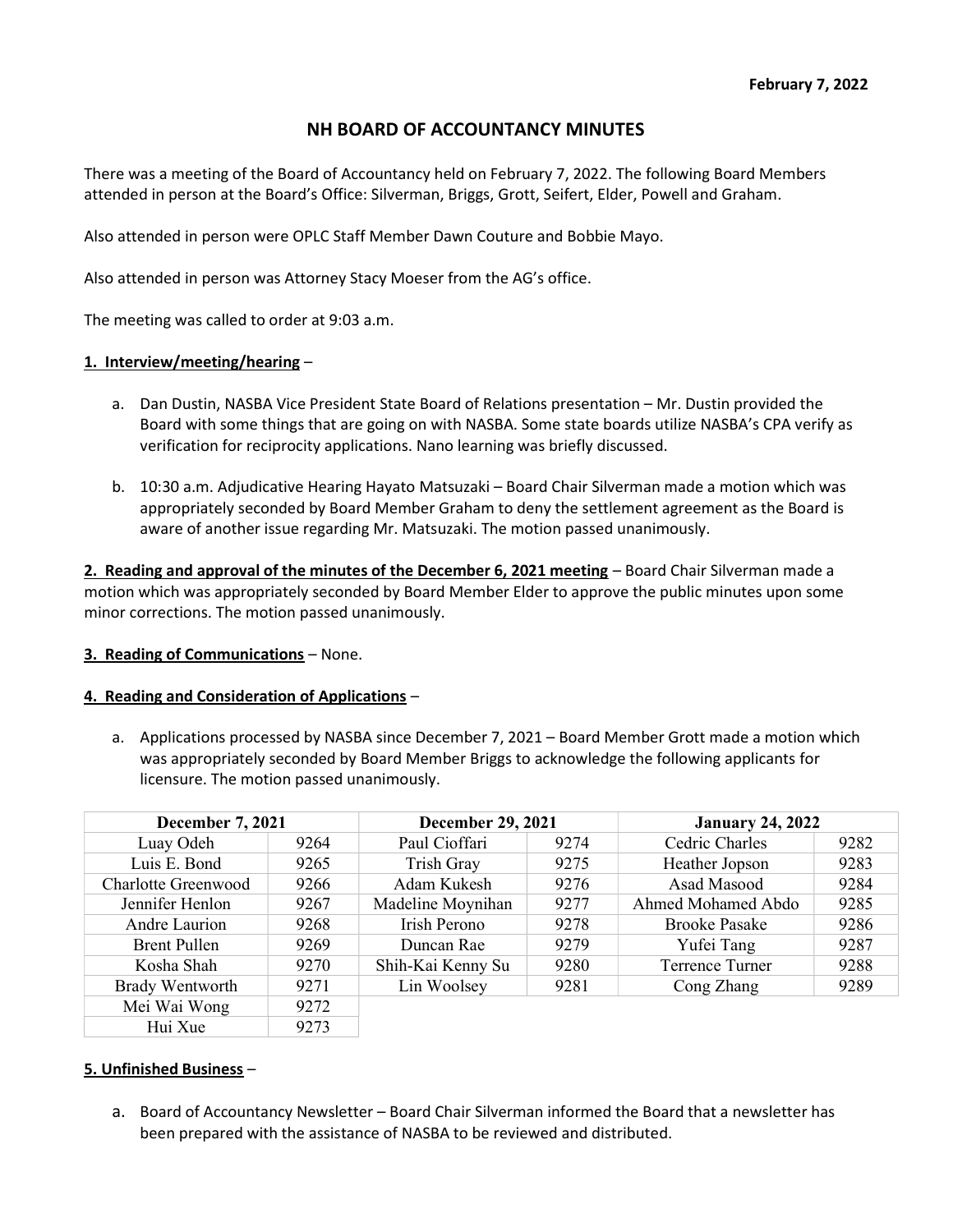**February 7, 2022**

# NH BOARD OF ACCOUNTANCY MINUTES

There was a meeting of the Board of Accountancy held on February 7, 2022. The following Board Members attended in person at the Board's Office: Silverman, Briggs, Grott, Seifert, Elder, Powell and Graham.

Also attended in person were OPLC Staff Member Dawn Couture and Bobbie Mayo.

Also attended in person was Attorney Stacy Moeser from the AG's office.

The meeting was called to order at 9:03 a.m.

**1. Interview/meeting/hearing** –

a. Dan Dustin, NASBA Vice President State Board of Relations presentation – Mr. Dustin provided the Board with some things that are going on with NASBA. Some state boards utilize NASBA's CPA verify as verification for reciprocity applications. Nano learning was briefly discussed.

b. 10:30 a.m. Adjudicative Hearing Hayato Matsuzaki – Board Chair Silverman made a motion which was appropriately seconded by Board Member Graham to deny the settlement agreement as the Board is aware of another issue regarding Mr. Matsuzaki. The motion passed unanimously.

**2. Reading and approval of the minutes of the December 6, 2021 meeting** – Board Chair Silverman made a motion which was appropriately seconded by Board Member Elder to approve the public minutes upon some minor corrections. The motion passed unanimously.

**3. Reading of Communications** – None.

**4. Reading and Consideration of Applications** –

a. Applications processed by NASBA since December 7, 2021 – Board Member Grott made a motion which was appropriately seconded by Board Member Briggs to acknowledge the following applicants for licensure. The motion passed unanimously.

| December 7, 2021 | | December 29, 2021 | | January 24, 2022 | |
|---|---|---|---|---|---|
| Luay Odeh | 9264 | Paul Cioffari | 9274 | Cedric Charles | 9282 |
| Luis E. Bond | 9265 | Trish Gray | 9275 | Heather Jopson | 9283 |
| Charlotte Greenwood | 9266 | Adam Kukesh | 9276 | Asad Masood | 9284 |
| Jennifer Henlon | 9267 | Madeline Moynihan | 9277 | Ahmed Mohamed Abdo | 9285 |
| Andre Laurion | 9268 | Irish Perono | 9278 | Brooke Pasake | 9286 |
| Brent Pullen | 9269 | Duncan Rae | 9279 | Yufei Tang | 9287 |
| Kosha Shah | 9270 | Shih-Kai Kenny Su | 9280 | Terrence Turner | 9288 |
| Brady Wentworth | 9271 | Lin Woolsey | 9281 | Cong Zhang | 9289 |
| Mei Wai Wong | 9272 | | | | |
| Hui Xue | 9273 | | | | |

**5. Unfinished Business** –

a. Board of Accountancy Newsletter – Board Chair Silverman informed the Board that a newsletter has been prepared with the assistance of NASBA to be reviewed and distributed.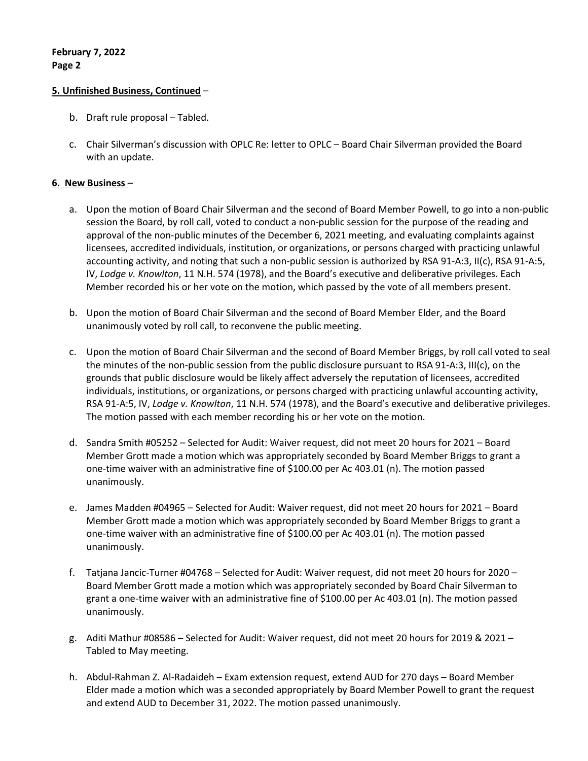**5. Unfinished Business, Continued** –

b. Draft rule proposal – Tabled.

c. Chair Silverman's discussion with OPLC Re: letter to OPLC – Board Chair Silverman provided the Board with an update.

**6. New Business** –

a. Upon the motion of Board Chair Silverman and the second of Board Member Powell, to go into a non-public session the Board, by roll call, voted to conduct a non-public session for the purpose of the reading and approval of the non-public minutes of the December 6, 2021 meeting, and evaluating complaints against licensees, accredited individuals, institution, or organizations, or persons charged with practicing unlawful accounting activity, and noting that such a non-public session is authorized by RSA 91-A:3, II(c), RSA 91-A:5, IV, *Lodge v. Knowlton*, 11 N.H. 574 (1978), and the Board's executive and deliberative privileges. Each Member recorded his or her vote on the motion, which passed by the vote of all members present.

b. Upon the motion of Board Chair Silverman and the second of Board Member Elder, and the Board unanimously voted by roll call, to reconvene the public meeting.

c. Upon the motion of Board Chair Silverman and the second of Board Member Briggs, by roll call voted to seal the minutes of the non-public session from the public disclosure pursuant to RSA 91-A:3, III(c), on the grounds that public disclosure would be likely affect adversely the reputation of licensees, accredited individuals, institutions, or organizations, or persons charged with practicing unlawful accounting activity, RSA 91-A:5, IV, *Lodge v. Knowlton*, 11 N.H. 574 (1978), and the Board's executive and deliberative privileges. The motion passed with each member recording his or her vote on the motion.

d. Sandra Smith #05252 – Selected for Audit: Waiver request, did not meet 20 hours for 2021 – Board Member Grott made a motion which was appropriately seconded by Board Member Briggs to grant a one-time waiver with an administrative fine of $100.00 per Ac 403.01 (n). The motion passed unanimously.

e. James Madden #04965 – Selected for Audit: Waiver request, did not meet 20 hours for 2021 – Board Member Grott made a motion which was appropriately seconded by Board Member Briggs to grant a one-time waiver with an administrative fine of $100.00 per Ac 403.01 (n). The motion passed unanimously.

f. Tatjana Jancic-Turner #04768 – Selected for Audit: Waiver request, did not meet 20 hours for 2020 – Board Member Grott made a motion which was appropriately seconded by Board Chair Silverman to grant a one-time waiver with an administrative fine of $100.00 per Ac 403.01 (n). The motion passed unanimously.

g. Aditi Mathur #08586 – Selected for Audit: Waiver request, did not meet 20 hours for 2019 & 2021 – Tabled to May meeting.

h. Abdul-Rahman Z. Al-Radaideh – Exam extension request, extend AUD for 270 days – Board Member Elder made a motion which was a seconded appropriately by Board Member Powell to grant the request and extend AUD to December 31, 2022. The motion passed unanimously.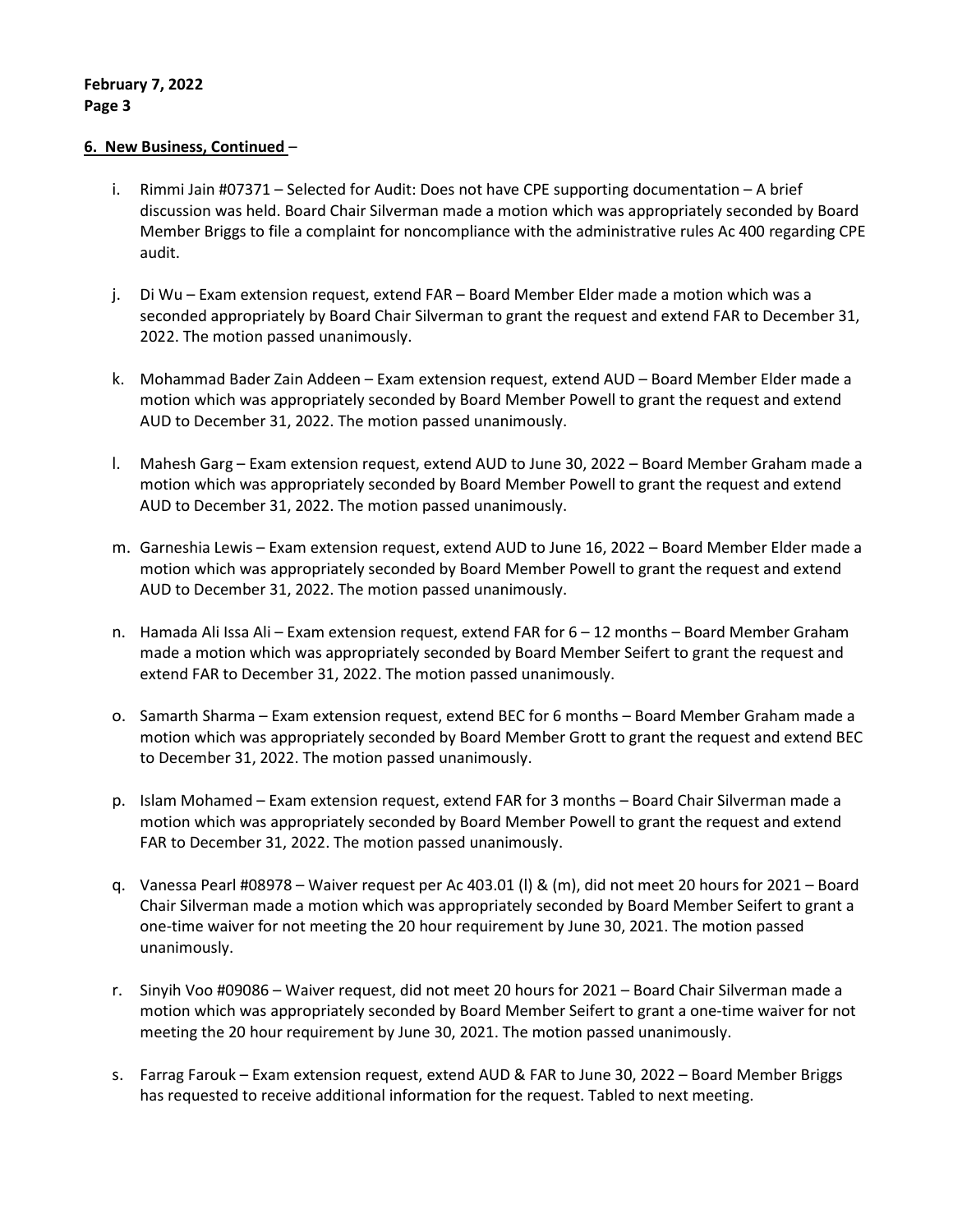## 6. New Business, Continued –

i. Rimmi Jain #07371 – Selected for Audit: Does not have CPE supporting documentation – A brief discussion was held. Board Chair Silverman made a motion which was appropriately seconded by Board Member Briggs to file a complaint for noncompliance with the administrative rules Ac 400 regarding CPE audit.

j. Di Wu – Exam extension request, extend FAR – Board Member Elder made a motion which was a seconded appropriately by Board Chair Silverman to grant the request and extend FAR to December 31, 2022. The motion passed unanimously.

k. Mohammad Bader Zain Addeen – Exam extension request, extend AUD – Board Member Elder made a motion which was appropriately seconded by Board Member Powell to grant the request and extend AUD to December 31, 2022. The motion passed unanimously.

l. Mahesh Garg – Exam extension request, extend AUD to June 30, 2022 – Board Member Graham made a motion which was appropriately seconded by Board Member Powell to grant the request and extend AUD to December 31, 2022. The motion passed unanimously.

m. Garneshia Lewis – Exam extension request, extend AUD to June 16, 2022 – Board Member Elder made a motion which was appropriately seconded by Board Member Powell to grant the request and extend AUD to December 31, 2022. The motion passed unanimously.

n. Hamada Ali Issa Ali – Exam extension request, extend FAR for 6 – 12 months – Board Member Graham made a motion which was appropriately seconded by Board Member Seifert to grant the request and extend FAR to December 31, 2022. The motion passed unanimously.

o. Samarth Sharma – Exam extension request, extend BEC for 6 months – Board Member Graham made a motion which was appropriately seconded by Board Member Grott to grant the request and extend BEC to December 31, 2022. The motion passed unanimously.

p. Islam Mohamed – Exam extension request, extend FAR for 3 months – Board Chair Silverman made a motion which was appropriately seconded by Board Member Powell to grant the request and extend FAR to December 31, 2022. The motion passed unanimously.

q. Vanessa Pearl #08978 – Waiver request per Ac 403.01 (l) & (m), did not meet 20 hours for 2021 – Board Chair Silverman made a motion which was appropriately seconded by Board Member Seifert to grant a one-time waiver for not meeting the 20 hour requirement by June 30, 2021. The motion passed unanimously.

r. Sinyih Voo #09086 – Waiver request, did not meet 20 hours for 2021 – Board Chair Silverman made a motion which was appropriately seconded by Board Member Seifert to grant a one-time waiver for not meeting the 20 hour requirement by June 30, 2021. The motion passed unanimously.

s. Farrag Farouk – Exam extension request, extend AUD & FAR to June 30, 2022 – Board Member Briggs has requested to receive additional information for the request. Tabled to next meeting.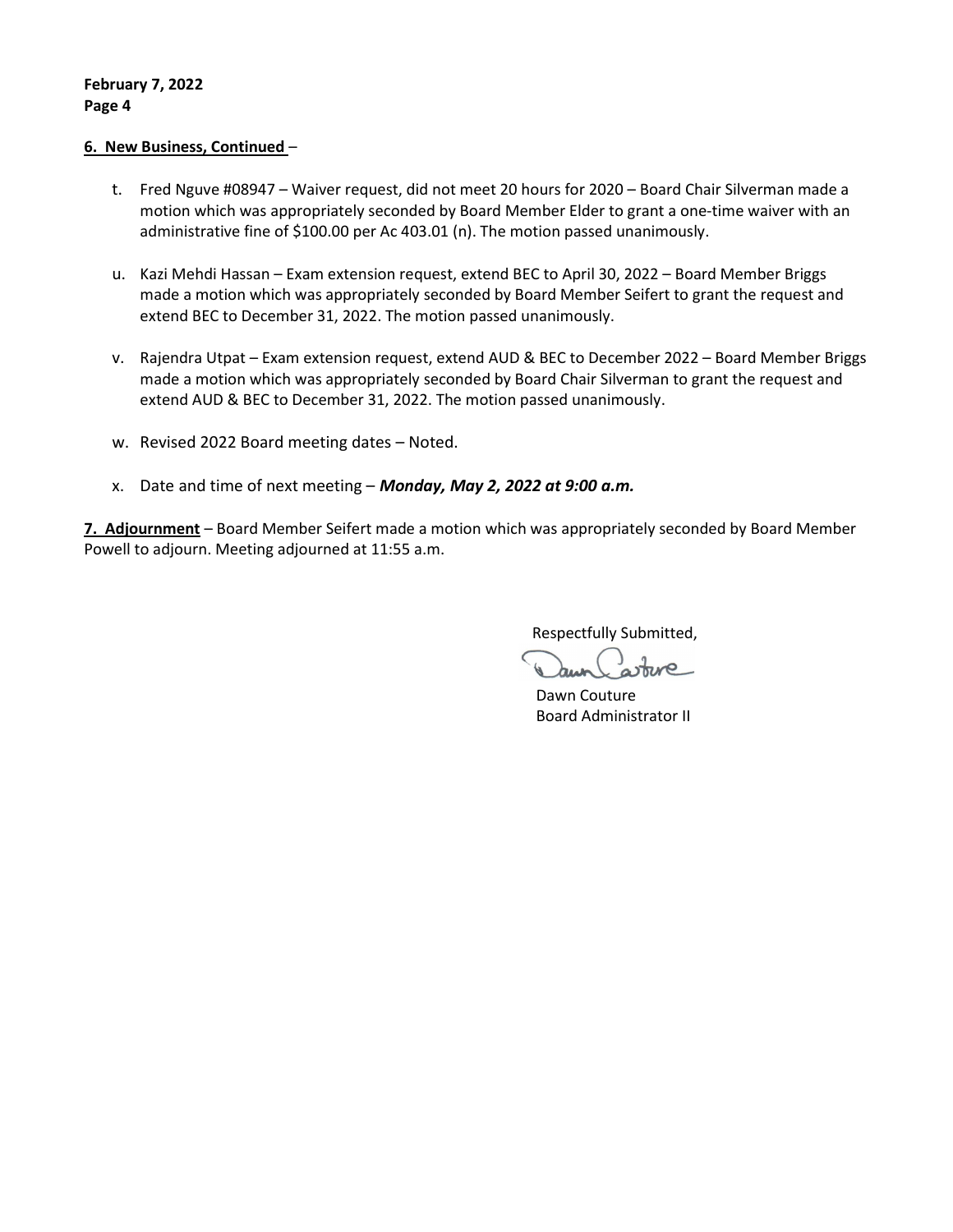**6. New Business, Continued** –

t. Fred Nguve #08947 – Waiver request, did not meet 20 hours for 2020 – Board Chair Silverman made a motion which was appropriately seconded by Board Member Elder to grant a one-time waiver with an administrative fine of $100.00 per Ac 403.01 (n). The motion passed unanimously.

u. Kazi Mehdi Hassan – Exam extension request, extend BEC to April 30, 2022 – Board Member Briggs made a motion which was appropriately seconded by Board Member Seifert to grant the request and extend BEC to December 31, 2022. The motion passed unanimously.

v. Rajendra Utpat – Exam extension request, extend AUD & BEC to December 2022 – Board Member Briggs made a motion which was appropriately seconded by Board Chair Silverman to grant the request and extend AUD & BEC to December 31, 2022. The motion passed unanimously.

w. Revised 2022 Board meeting dates – Noted.

x. Date and time of next meeting – ***Monday, May 2, 2022 at 9:00 a.m.***

**7. Adjournment** – Board Member Seifert made a motion which was appropriately seconded by Board Member Powell to adjourn. Meeting adjourned at 11:55 a.m.

Respectfully Submitted,

Dawn Couture
Board Administrator II